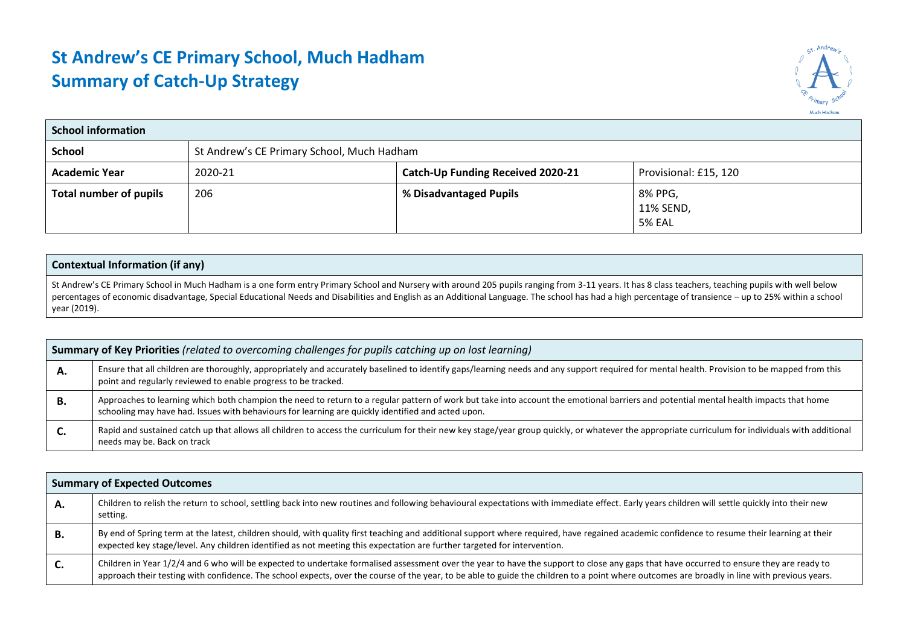# St Andrew's CE Primary School, Much Hadham
# Summary of Catch-Up Strategy

| School information | | | |
|---|---|---|---|
| **School** | St Andrew's CE Primary School, Much Hadham | | |
| **Academic Year** | 2020-21 | **Catch-Up Funding Received 2020-21** | Provisional: £15, 120 |
| **Total number of pupils** | 206 | **% Disadvantaged Pupils** | 8% PPG, 11% SEND, 5% EAL |

| Contextual Information (if any) |
|---|
| St Andrew's CE Primary School in Much Hadham is a one form entry Primary School and Nursery with around 205 pupils ranging from 3-11 years. It has 8 class teachers, teaching pupils with well below percentages of economic disadvantage, Special Educational Needs and Disabilities and English as an Additional Language. The school has had a high percentage of transience – up to 25% within a school year (2019). |

| **Summary of Key Priorities** *(related to overcoming challenges for pupils catching up on lost learning)* | |
|---|---|
| **A.** | Ensure that all children are thoroughly, appropriately and accurately baselined to identify gaps/learning needs and any support required for mental health. Provision to be mapped from this point and regularly reviewed to enable progress to be tracked. |
| **B.** | Approaches to learning which both champion the need to return to a regular pattern of work but take into account the emotional barriers and potential mental health impacts that home schooling may have had. Issues with behaviours for learning are quickly identified and acted upon. |
| **C.** | Rapid and sustained catch up that allows all children to access the curriculum for their new key stage/year group quickly, or whatever the appropriate curriculum for individuals with additional needs may be. Back on track |

| **Summary of Expected Outcomes** | |
|---|---|
| **A.** | Children to relish the return to school, settling back into new routines and following behavioural expectations with immediate effect. Early years children will settle quickly into their new setting. |
| **B.** | By end of Spring term at the latest, children should, with quality first teaching and additional support where required, have regained academic confidence to resume their learning at their expected key stage/level. Any children identified as not meeting this expectation are further targeted for intervention. |
| **C.** | Children in Year 1/2/4 and 6 who will be expected to undertake formalised assessment over the year to have the support to close any gaps that have occurred to ensure they are ready to approach their testing with confidence. The school expects, over the course of the year, to be able to guide the children to a point where outcomes are broadly in line with previous years. |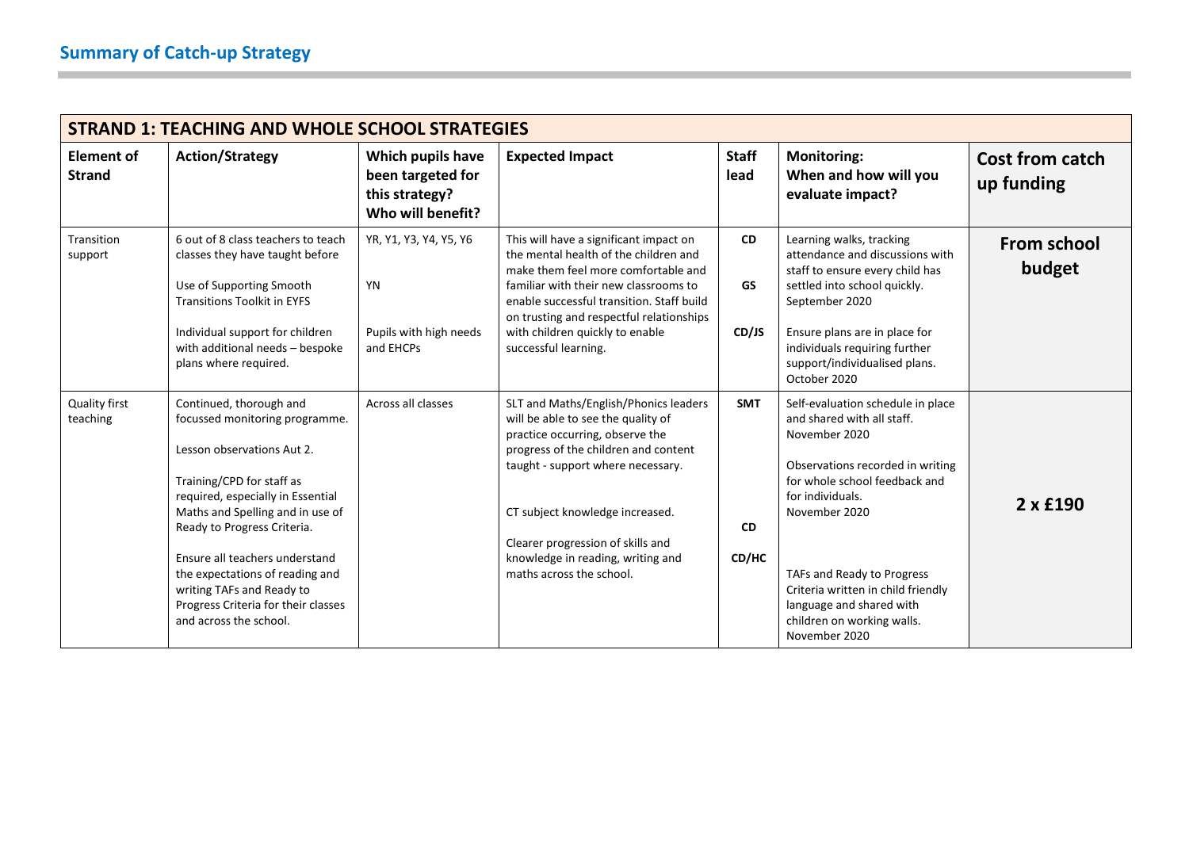## Summary of Catch-up Strategy

| STRAND 1: TEACHING AND WHOLE SCHOOL STRATEGIES | | | | | | |
|---|---|---|---|---|---|---|
| **Element of Strand** | **Action/Strategy** | **Which pupils have been targeted for this strategy? Who will benefit?** | **Expected Impact** | **Staff lead** | **Monitoring: When and how will you evaluate impact?** | **Cost from catch up funding** |
| Transition support | 6 out of 8 class teachers to teach classes they have taught before<br><br>Use of Supporting Smooth Transitions Toolkit in EYFS<br><br>Individual support for children with additional needs – bespoke plans where required. | YR, Y1, Y3, Y4, Y5, Y6<br><br>YN<br><br>Pupils with high needs and EHCPs | This will have a significant impact on the mental health of the children and make them feel more comfortable and familiar with their new classrooms to enable successful transition. Staff build on trusting and respectful relationships with children quickly to enable successful learning. | **CD**<br><br>**GS**<br><br>**CD/JS** | Learning walks, tracking attendance and discussions with staff to ensure every child has settled into school quickly. September 2020<br><br>Ensure plans are in place for individuals requiring further support/individualised plans. October 2020 | **From school budget** |
| Quality first teaching | Continued, thorough and focussed monitoring programme.<br><br>Lesson observations Aut 2.<br><br>Training/CPD for staff as required, especially in Essential Maths and Spelling and in use of Ready to Progress Criteria.<br><br>Ensure all teachers understand the expectations of reading and writing TAFs and Ready to Progress Criteria for their classes and across the school. | Across all classes | SLT and Maths/English/Phonics leaders will be able to see the quality of practice occurring, observe the progress of the children and content taught - support where necessary.<br><br>CT subject knowledge increased.<br><br>Clearer progression of skills and knowledge in reading, writing and maths across the school. | **SMT**<br><br>**CD**<br><br>**CD/HC** | Self-evaluation schedule in place and shared with all staff. November 2020<br><br>Observations recorded in writing for whole school feedback and for individuals. November 2020<br><br>TAFs and Ready to Progress Criteria written in child friendly language and shared with children on working walls. November 2020 | **2 x £190** |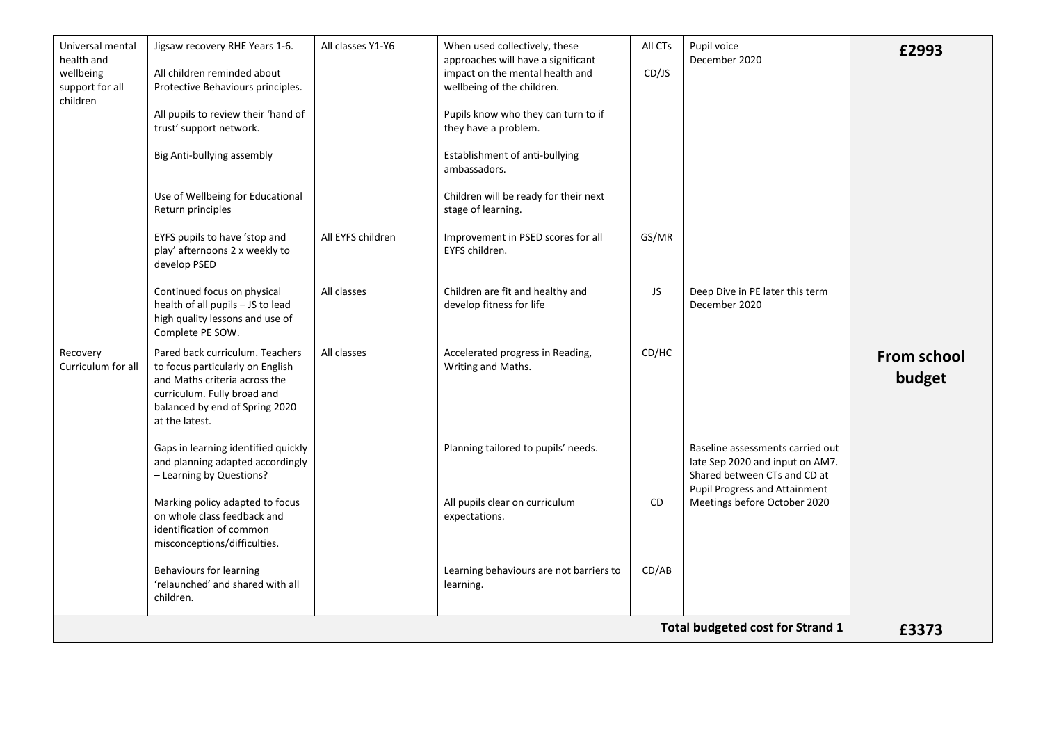| Universal mental health and wellbeing support for all children | Jigsaw recovery RHE Years 1-6. | All classes Y1-Y6 | When used collectively, these approaches will have a significant impact on the mental health and wellbeing of the children. | All CTs | Pupil voice December 2020 | **£2993** |
|---|---|---|---|---|---|---|
| | All children reminded about Protective Behaviours principles. | | | CD/JS | | |
| | All pupils to review their 'hand of trust' support network. | | Pupils know who they can turn to if they have a problem. | | | |
| | Big Anti-bullying assembly | | Establishment of anti-bullying ambassadors. | | | |
| | Use of Wellbeing for Educational Return principles | | Children will be ready for their next stage of learning. | | | |
| | EYFS pupils to have 'stop and play' afternoons 2 x weekly to develop PSED | All EYFS children | Improvement in PSED scores for all EYFS children. | GS/MR | | |
| | Continued focus on physical health of all pupils – JS to lead high quality lessons and use of Complete PE SOW. | All classes | Children are fit and healthy and develop fitness for life | JS | Deep Dive in PE later this term December 2020 | |
| Recovery Curriculum for all | Pared back curriculum. Teachers to focus particularly on English and Maths criteria across the curriculum. Fully broad and balanced by end of Spring 2020 at the latest. | All classes | Accelerated progress in Reading, Writing and Maths. | CD/HC | | **From school budget** |
| | Gaps in learning identified quickly and planning adapted accordingly – Learning by Questions? | | Planning tailored to pupils' needs. | | Baseline assessments carried out late Sep 2020 and input on AM7. Shared between CTs and CD at Pupil Progress and Attainment Meetings before October 2020 | |
| | Marking policy adapted to focus on whole class feedback and identification of common misconceptions/difficulties. | | All pupils clear on curriculum expectations. | CD | | |
| | Behaviours for learning 'relaunched' and shared with all children. | | Learning behaviours are not barriers to learning. | CD/AB | | |
| | | | | | **Total budgeted cost for Strand 1** | **£3373** |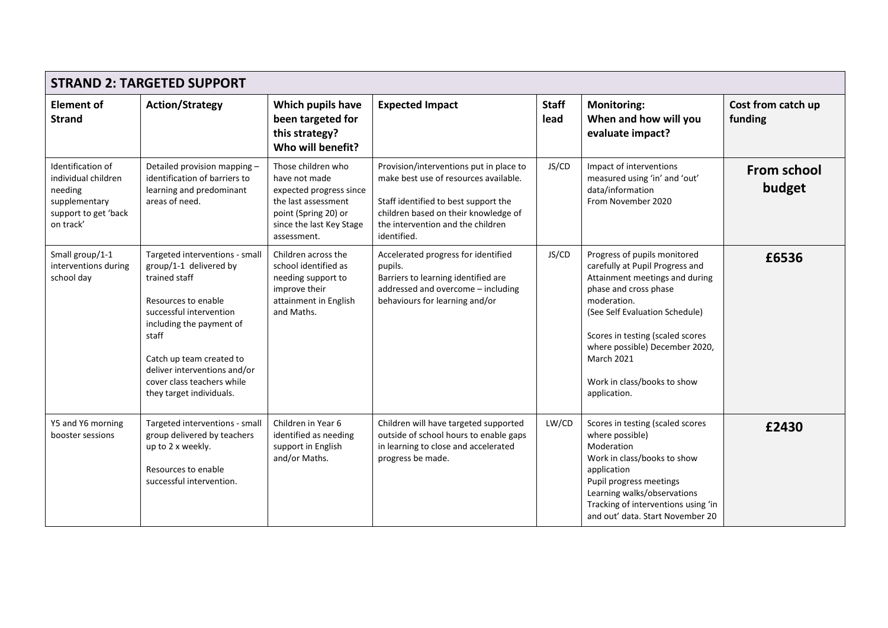## STRAND 2: TARGETED SUPPORT

| Element of Strand | Action/Strategy | Which pupils have been targeted for this strategy? Who will benefit? | Expected Impact | Staff lead | Monitoring: When and how will you evaluate impact? | Cost from catch up funding |
|---|---|---|---|---|---|---|
| Identification of individual children needing supplementary support to get 'back on track' | Detailed provision mapping – identification of barriers to learning and predominant areas of need. | Those children who have not made expected progress since the last assessment point (Spring 20) or since the last Key Stage assessment. | Provision/interventions put in place to make best use of resources available.<br><br>Staff identified to best support the children based on their knowledge of the intervention and the children identified. | JS/CD | Impact of interventions measured using 'in' and 'out' data/information<br>From November 2020 | **From school budget** |
| Small group/1-1 interventions during school day | Targeted interventions - small group/1-1 delivered by trained staff<br><br>Resources to enable successful intervention including the payment of staff<br><br>Catch up team created to deliver interventions and/or cover class teachers while they target individuals. | Children across the school identified as needing support to improve their attainment in English and Maths. | Accelerated progress for identified pupils.<br>Barriers to learning identified are addressed and overcome – including behaviours for learning and/or | JS/CD | Progress of pupils monitored carefully at Pupil Progress and Attainment meetings and during phase and cross phase moderation.<br>(See Self Evaluation Schedule)<br><br>Scores in testing (scaled scores where possible) December 2020, March 2021<br><br>Work in class/books to show application. | **£6536** |
| Y5 and Y6 morning booster sessions | Targeted interventions - small group delivered by teachers up to 2 x weekly.<br><br>Resources to enable successful intervention. | Children in Year 6 identified as needing support in English and/or Maths. | Children will have targeted supported outside of school hours to enable gaps in learning to close and accelerated progress be made. | LW/CD | Scores in testing (scaled scores where possible)<br>Moderation<br>Work in class/books to show application<br>Pupil progress meetings<br>Learning walks/observations<br>Tracking of interventions using 'in and out' data. Start November 20 | **£2430** |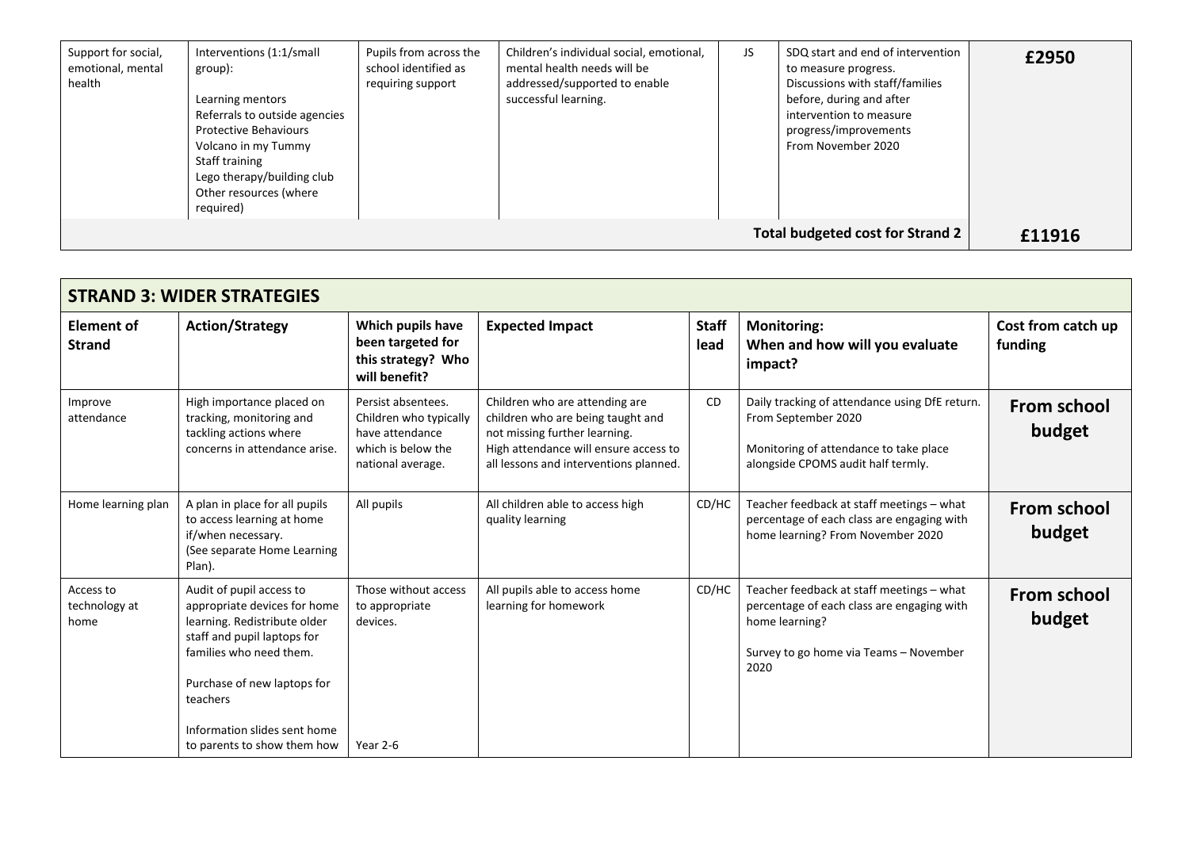| Support for social, emotional, mental health | Interventions (1:1/small group):<br><br>Learning mentors<br>Referrals to outside agencies<br>Protective Behaviours<br>Volcano in my Tummy<br>Staff training<br>Lego therapy/building club<br>Other resources (where required) | Pupils from across the school identified as requiring support | Children's individual social, emotional, mental health needs will be addressed/supported to enable successful learning. | JS | SDQ start and end of intervention to measure progress.<br>Discussions with staff/families before, during and after intervention to measure progress/improvements<br>From November 2020 | **£2950** |
|---|---|---|---|---|---|---|
| | | | | | **Total budgeted cost for Strand 2** | **£11916** |

## STRAND 3: WIDER STRATEGIES

| Element of Strand | Action/Strategy | Which pupils have been targeted for this strategy? Who will benefit? | Expected Impact | Staff lead | Monitoring: When and how will you evaluate impact? | Cost from catch up funding |
|---|---|---|---|---|---|---|
| Improve attendance | High importance placed on tracking, monitoring and tackling actions where concerns in attendance arise. | Persist absentees. Children who typically have attendance which is below the national average. | Children who are attending are children who are being taught and not missing further learning.<br>High attendance will ensure access to all lessons and interventions planned. | CD | Daily tracking of attendance using DfE return. From September 2020<br><br>Monitoring of attendance to take place alongside CPOMS audit half termly. | **From school budget** |
| Home learning plan | A plan in place for all pupils to access learning at home if/when necessary.<br>(See separate Home Learning Plan). | All pupils | All children able to access high quality learning | CD/HC | Teacher feedback at staff meetings – what percentage of each class are engaging with home learning? From November 2020 | **From school budget** |
| Access to technology at home | Audit of pupil access to appropriate devices for home learning. Redistribute older staff and pupil laptops for families who need them.<br><br>Purchase of new laptops for teachers<br><br>Information slides sent home to parents to show them how | Those without access to appropriate devices.<br><br><br><br><br><br>Year 2-6 | All pupils able to access home learning for homework | CD/HC | Teacher feedback at staff meetings – what percentage of each class are engaging with home learning?<br><br>Survey to go home via Teams – November 2020 | **From school budget** |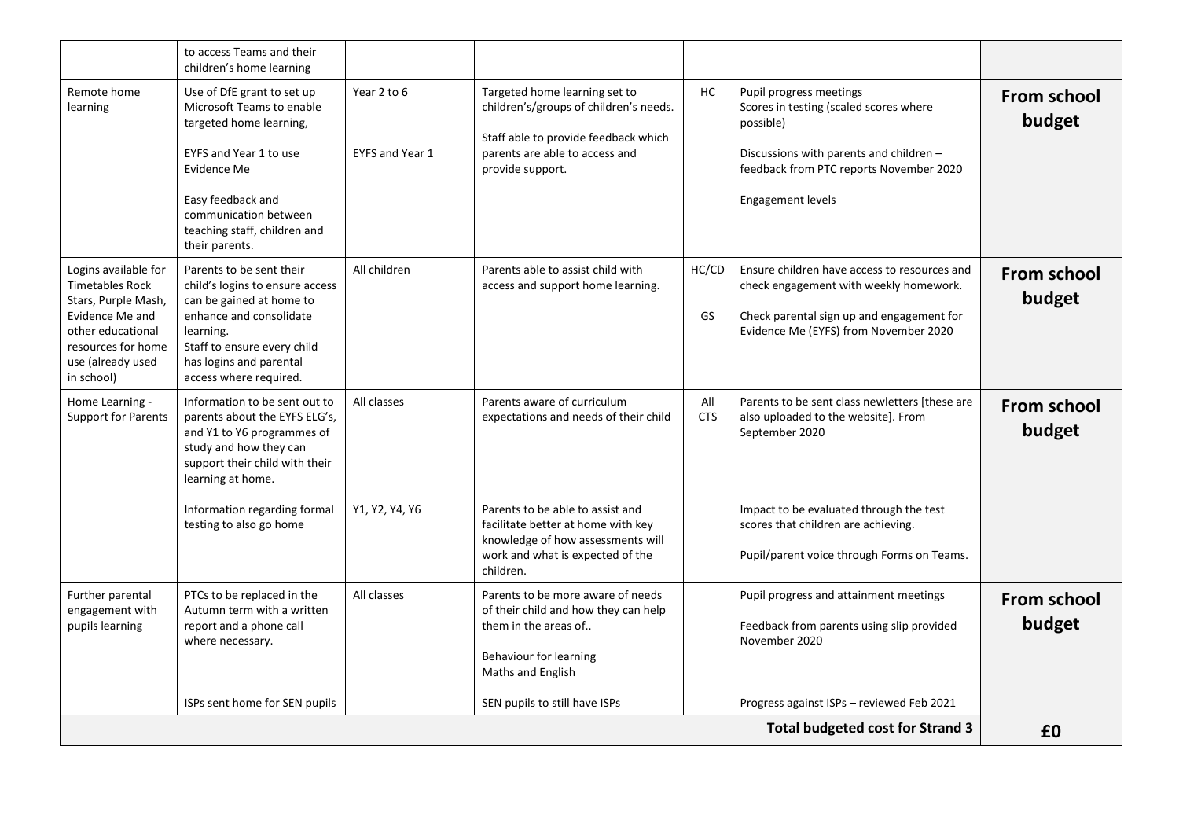| | | | | | | |
|---|---|---|---|---|---|---|
| | to access Teams and their children's home learning | | | | | |
| Remote home learning | Use of DfE grant to set up Microsoft Teams to enable targeted home learning,<br><br>EYFS and Year 1 to use Evidence Me<br><br>Easy feedback and communication between teaching staff, children and their parents. | Year 2 to 6<br><br>EYFS and Year 1 | Targeted home learning set to children's/groups of children's needs.<br><br>Staff able to provide feedback which parents are able to access and provide support. | HC | Pupil progress meetings<br>Scores in testing (scaled scores where possible)<br><br>Discussions with parents and children – feedback from PTC reports November 2020<br><br>Engagement levels | **From school budget** |
| Logins available for Timetables Rock Stars, Purple Mash, Evidence Me and other educational resources for home use (already used in school) | Parents to be sent their child's logins to ensure access can be gained at home to enhance and consolidate learning.<br>Staff to ensure every child has logins and parental access where required. | All children | Parents able to assist child with access and support home learning. | HC/CD<br><br>GS | Ensure children have access to resources and check engagement with weekly homework.<br><br>Check parental sign up and engagement for Evidence Me (EYFS) from November 2020 | **From school budget** |
| Home Learning - Support for Parents | Information to be sent out to parents about the EYFS ELG's, and Y1 to Y6 programmes of study and how they can support their child with their learning at home.<br><br>Information regarding formal testing to also go home | All classes<br><br>Y1, Y2, Y4, Y6 | Parents aware of curriculum expectations and needs of their child<br><br>Parents to be able to assist and facilitate better at home with key knowledge of how assessments will work and what is expected of the children. | All CTS | Parents to be sent class newletters [these are also uploaded to the website]. From September 2020<br><br>Impact to be evaluated through the test scores that children are achieving.<br><br>Pupil/parent voice through Forms on Teams. | **From school budget** |
| Further parental engagement with pupils learning | PTCs to be replaced in the Autumn term with a written report and a phone call where necessary.<br><br>ISPs sent home for SEN pupils | All classes | Parents to be more aware of needs of their child and how they can help them in the areas of..<br><br>Behaviour for learning<br>Maths and English<br><br>SEN pupils to still have ISPs | | Pupil progress and attainment meetings<br><br>Feedback from parents using slip provided November 2020<br><br>Progress against ISPs – reviewed Feb 2021 | **From school budget** |
| | | | | | **Total budgeted cost for Strand 3** | **£0** |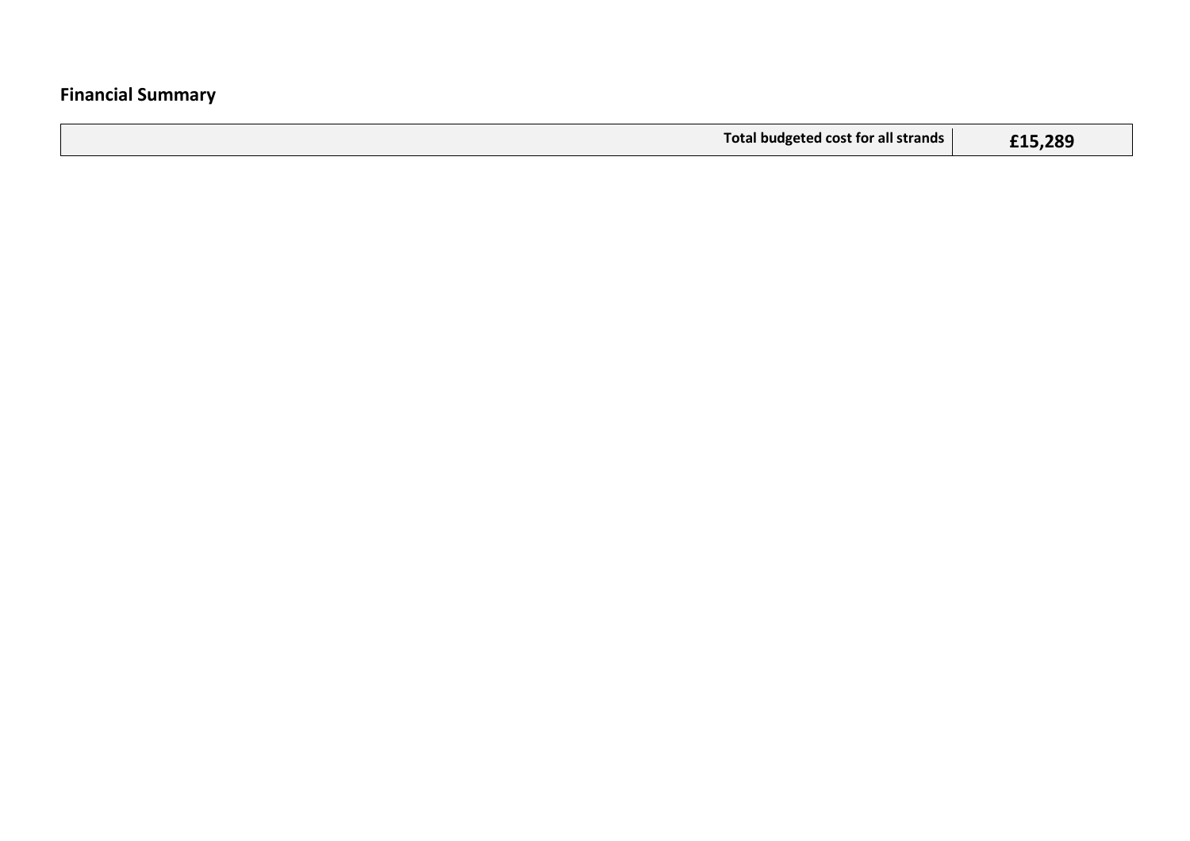## Financial Summary

| | |
|---|---|
| **Total budgeted cost for all strands** | **£15,289** |